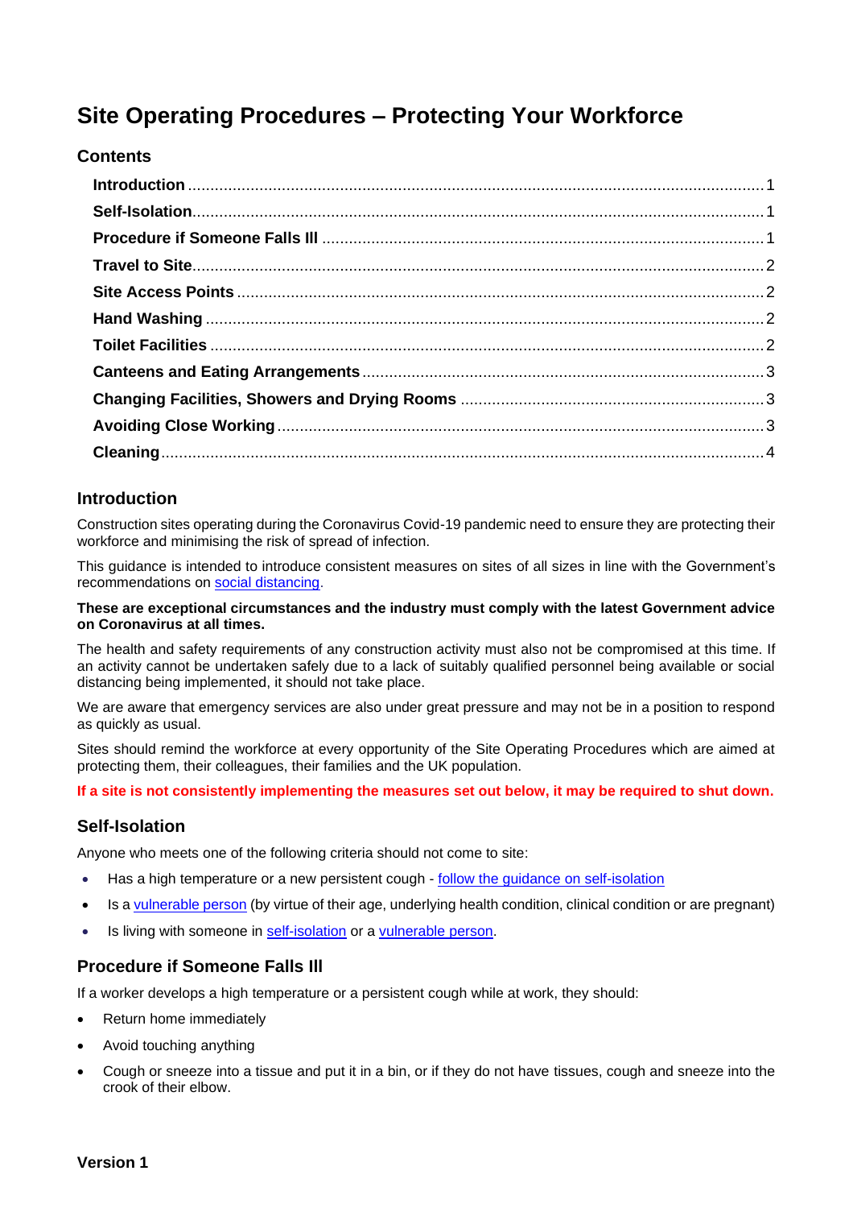# Site Operating Procedures – Protecting Your Workforce

## Contents

- **Introduction** ... 1
- **Self-Isolation** ... 1
- **Procedure if Someone Falls Ill** ... 1
- **Travel to Site** ... 2
- **Site Access Points** ... 2
- **Hand Washing** ... 2
- **Toilet Facilities** ... 2
- **Canteens and Eating Arrangements** ... 3
- **Changing Facilities, Showers and Drying Rooms** ... 3
- **Avoiding Close Working** ... 3
- **Cleaning** ... 4

## Introduction

Construction sites operating during the Coronavirus Covid-19 pandemic need to ensure they are protecting their workforce and minimising the risk of spread of infection.

This guidance is intended to introduce consistent measures on sites of all sizes in line with the Government's recommendations on social distancing.

**These are exceptional circumstances and the industry must comply with the latest Government advice on Coronavirus at all times.**

The health and safety requirements of any construction activity must also not be compromised at this time. If an activity cannot be undertaken safely due to a lack of suitably qualified personnel being available or social distancing being implemented, it should not take place.

We are aware that emergency services are also under great pressure and may not be in a position to respond as quickly as usual.

Sites should remind the workforce at every opportunity of the Site Operating Procedures which are aimed at protecting them, their colleagues, their families and the UK population.

**If a site is not consistently implementing the measures set out below, it may be required to shut down.**

## Self-Isolation

Anyone who meets one of the following criteria should not come to site:

- Has a high temperature or a new persistent cough - follow the guidance on self-isolation
- Is a vulnerable person (by virtue of their age, underlying health condition, clinical condition or are pregnant)
- Is living with someone in self-isolation or a vulnerable person.

## Procedure if Someone Falls Ill

If a worker develops a high temperature or a persistent cough while at work, they should:

- Return home immediately
- Avoid touching anything
- Cough or sneeze into a tissue and put it in a bin, or if they do not have tissues, cough and sneeze into the crook of their elbow.

**Version 1**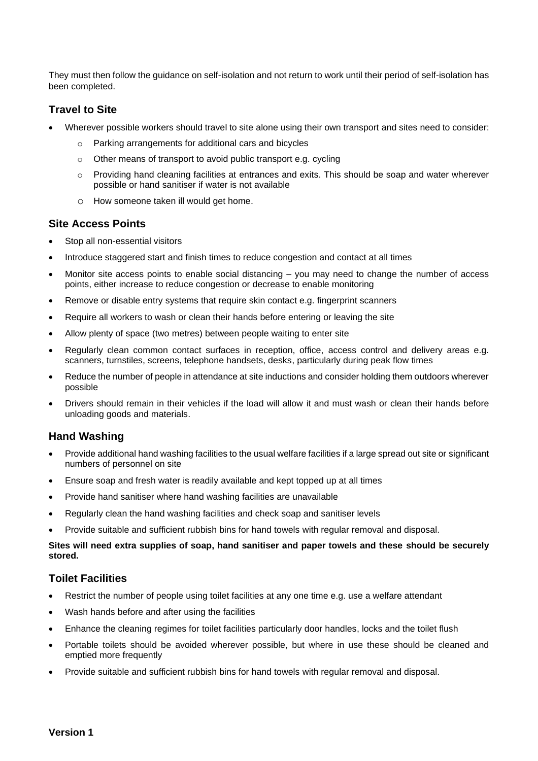They must then follow the guidance on self-isolation and not return to work until their period of self-isolation has been completed.

## Travel to Site

- Wherever possible workers should travel to site alone using their own transport and sites need to consider:
    - Parking arrangements for additional cars and bicycles
    - Other means of transport to avoid public transport e.g. cycling
    - Providing hand cleaning facilities at entrances and exits. This should be soap and water wherever possible or hand sanitiser if water is not available
    - How someone taken ill would get home.

## Site Access Points

- Stop all non-essential visitors
- Introduce staggered start and finish times to reduce congestion and contact at all times
- Monitor site access points to enable social distancing – you may need to change the number of access points, either increase to reduce congestion or decrease to enable monitoring
- Remove or disable entry systems that require skin contact e.g. fingerprint scanners
- Require all workers to wash or clean their hands before entering or leaving the site
- Allow plenty of space (two metres) between people waiting to enter site
- Regularly clean common contact surfaces in reception, office, access control and delivery areas e.g. scanners, turnstiles, screens, telephone handsets, desks, particularly during peak flow times
- Reduce the number of people in attendance at site inductions and consider holding them outdoors wherever possible
- Drivers should remain in their vehicles if the load will allow it and must wash or clean their hands before unloading goods and materials.

## Hand Washing

- Provide additional hand washing facilities to the usual welfare facilities if a large spread out site or significant numbers of personnel on site
- Ensure soap and fresh water is readily available and kept topped up at all times
- Provide hand sanitiser where hand washing facilities are unavailable
- Regularly clean the hand washing facilities and check soap and sanitiser levels
- Provide suitable and sufficient rubbish bins for hand towels with regular removal and disposal.

**Sites will need extra supplies of soap, hand sanitiser and paper towels and these should be securely stored.**

## Toilet Facilities

- Restrict the number of people using toilet facilities at any one time e.g. use a welfare attendant
- Wash hands before and after using the facilities
- Enhance the cleaning regimes for toilet facilities particularly door handles, locks and the toilet flush
- Portable toilets should be avoided wherever possible, but where in use these should be cleaned and emptied more frequently
- Provide suitable and sufficient rubbish bins for hand towels with regular removal and disposal.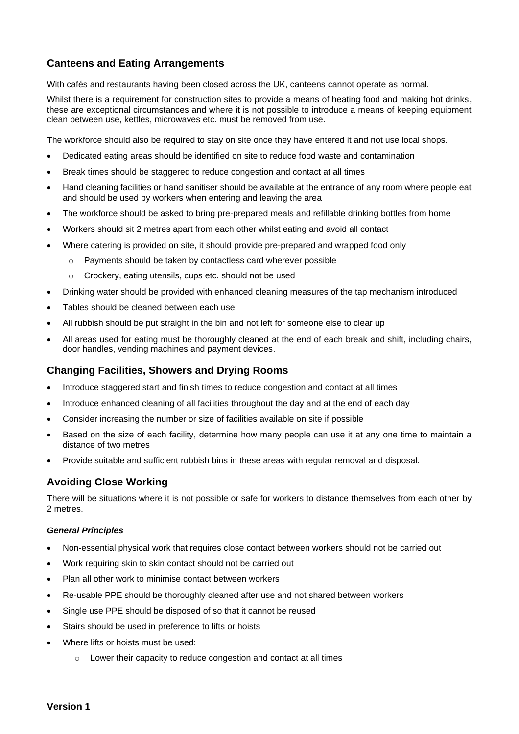## Canteens and Eating Arrangements

With cafés and restaurants having been closed across the UK, canteens cannot operate as normal.

Whilst there is a requirement for construction sites to provide a means of heating food and making hot drinks, these are exceptional circumstances and where it is not possible to introduce a means of keeping equipment clean between use, kettles, microwaves etc. must be removed from use.

The workforce should also be required to stay on site once they have entered it and not use local shops.

- Dedicated eating areas should be identified on site to reduce food waste and contamination
- Break times should be staggered to reduce congestion and contact at all times
- Hand cleaning facilities or hand sanitiser should be available at the entrance of any room where people eat and should be used by workers when entering and leaving the area
- The workforce should be asked to bring pre-prepared meals and refillable drinking bottles from home
- Workers should sit 2 metres apart from each other whilst eating and avoid all contact
- Where catering is provided on site, it should provide pre-prepared and wrapped food only
  - Payments should be taken by contactless card wherever possible
  - Crockery, eating utensils, cups etc. should not be used
- Drinking water should be provided with enhanced cleaning measures of the tap mechanism introduced
- Tables should be cleaned between each use
- All rubbish should be put straight in the bin and not left for someone else to clear up
- All areas used for eating must be thoroughly cleaned at the end of each break and shift, including chairs, door handles, vending machines and payment devices.

## Changing Facilities, Showers and Drying Rooms

- Introduce staggered start and finish times to reduce congestion and contact at all times
- Introduce enhanced cleaning of all facilities throughout the day and at the end of each day
- Consider increasing the number or size of facilities available on site if possible
- Based on the size of each facility, determine how many people can use it at any one time to maintain a distance of two metres
- Provide suitable and sufficient rubbish bins in these areas with regular removal and disposal.

## Avoiding Close Working

There will be situations where it is not possible or safe for workers to distance themselves from each other by 2 metres.

#### *General Principles*

- Non-essential physical work that requires close contact between workers should not be carried out
- Work requiring skin to skin contact should not be carried out
- Plan all other work to minimise contact between workers
- Re-usable PPE should be thoroughly cleaned after use and not shared between workers
- Single use PPE should be disposed of so that it cannot be reused
- Stairs should be used in preference to lifts or hoists
- Where lifts or hoists must be used:
  - Lower their capacity to reduce congestion and contact at all times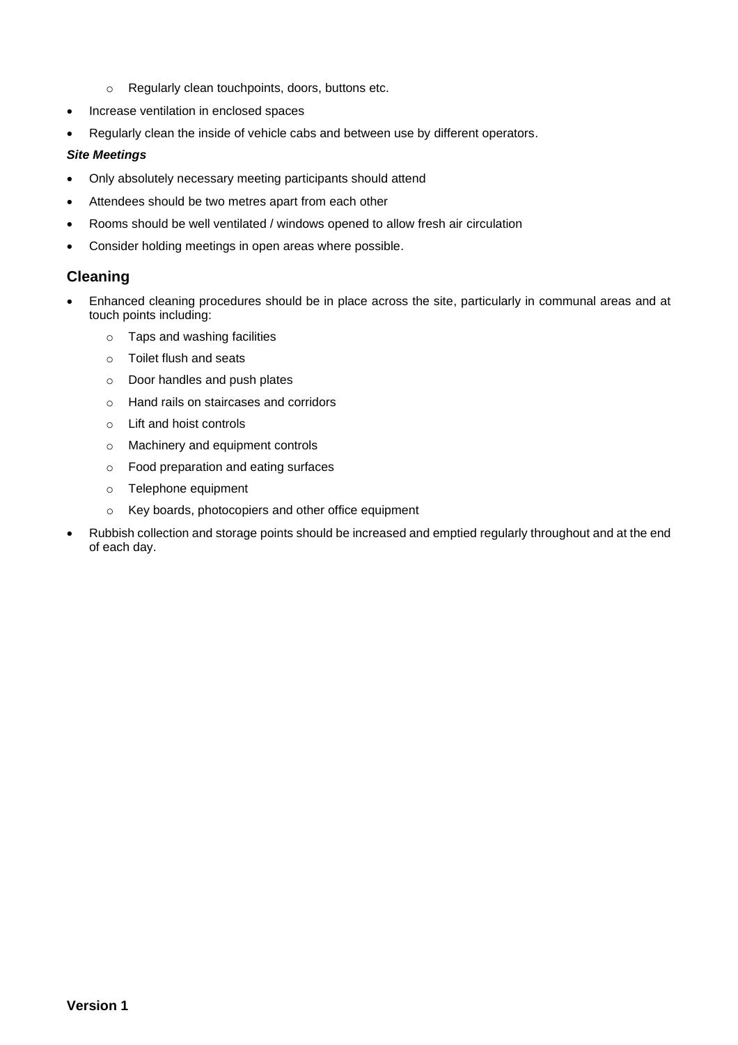- Regularly clean touchpoints, doors, buttons etc.
- Increase ventilation in enclosed spaces
- Regularly clean the inside of vehicle cabs and between use by different operators.

***Site Meetings***

- Only absolutely necessary meeting participants should attend
- Attendees should be two metres apart from each other
- Rooms should be well ventilated / windows opened to allow fresh air circulation
- Consider holding meetings in open areas where possible.

## Cleaning

- Enhanced cleaning procedures should be in place across the site, particularly in communal areas and at touch points including:
    - Taps and washing facilities
    - Toilet flush and seats
    - Door handles and push plates
    - Hand rails on staircases and corridors
    - Lift and hoist controls
    - Machinery and equipment controls
    - Food preparation and eating surfaces
    - Telephone equipment
    - Key boards, photocopiers and other office equipment
- Rubbish collection and storage points should be increased and emptied regularly throughout and at the end of each day.

**Version 1**